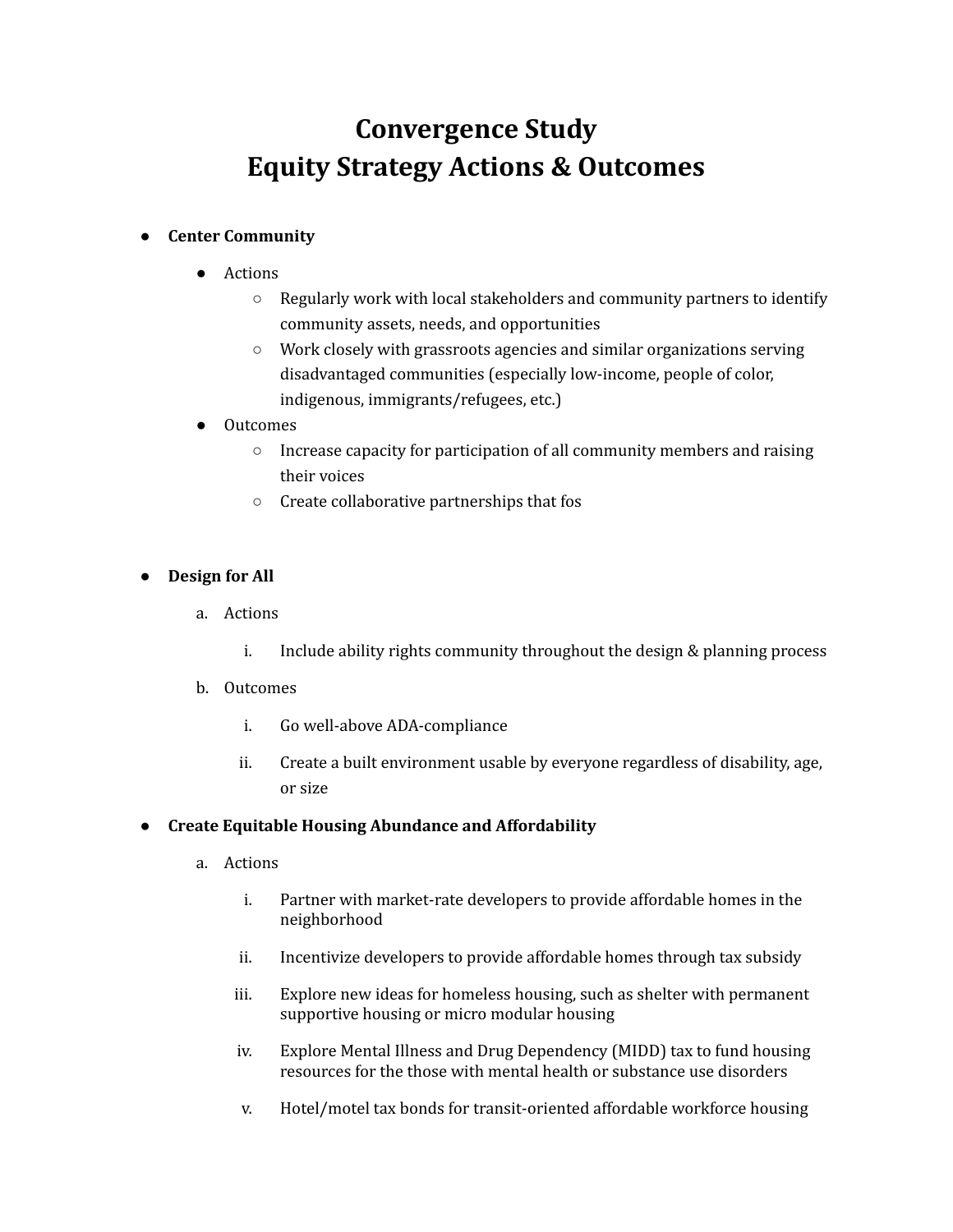# Convergence Study
# Equity Strategy Actions & Outcomes

- **Center Community**
  - Actions
    - Regularly work with local stakeholders and community partners to identify community assets, needs, and opportunities
    - Work closely with grassroots agencies and similar organizations serving disadvantaged communities (especially low-income, people of color, indigenous, immigrants/refugees, etc.)
  - Outcomes
    - Increase capacity for participation of all community members and raising their voices
    - Create collaborative partnerships that fos

- **Design for All**
  a. Actions
     i. Include ability rights community throughout the design & planning process
  b. Outcomes
     i. Go well-above ADA-compliance
     ii. Create a built environment usable by everyone regardless of disability, age, or size

- **Create Equitable Housing Abundance and Affordability**
  a. Actions
     i. Partner with market-rate developers to provide affordable homes in the neighborhood
     ii. Incentivize developers to provide affordable homes through tax subsidy
     iii. Explore new ideas for homeless housing, such as shelter with permanent supportive housing or micro modular housing
     iv. Explore Mental Illness and Drug Dependency (MIDD) tax to fund housing resources for the those with mental health or substance use disorders
     v. Hotel/motel tax bonds for transit-oriented affordable workforce housing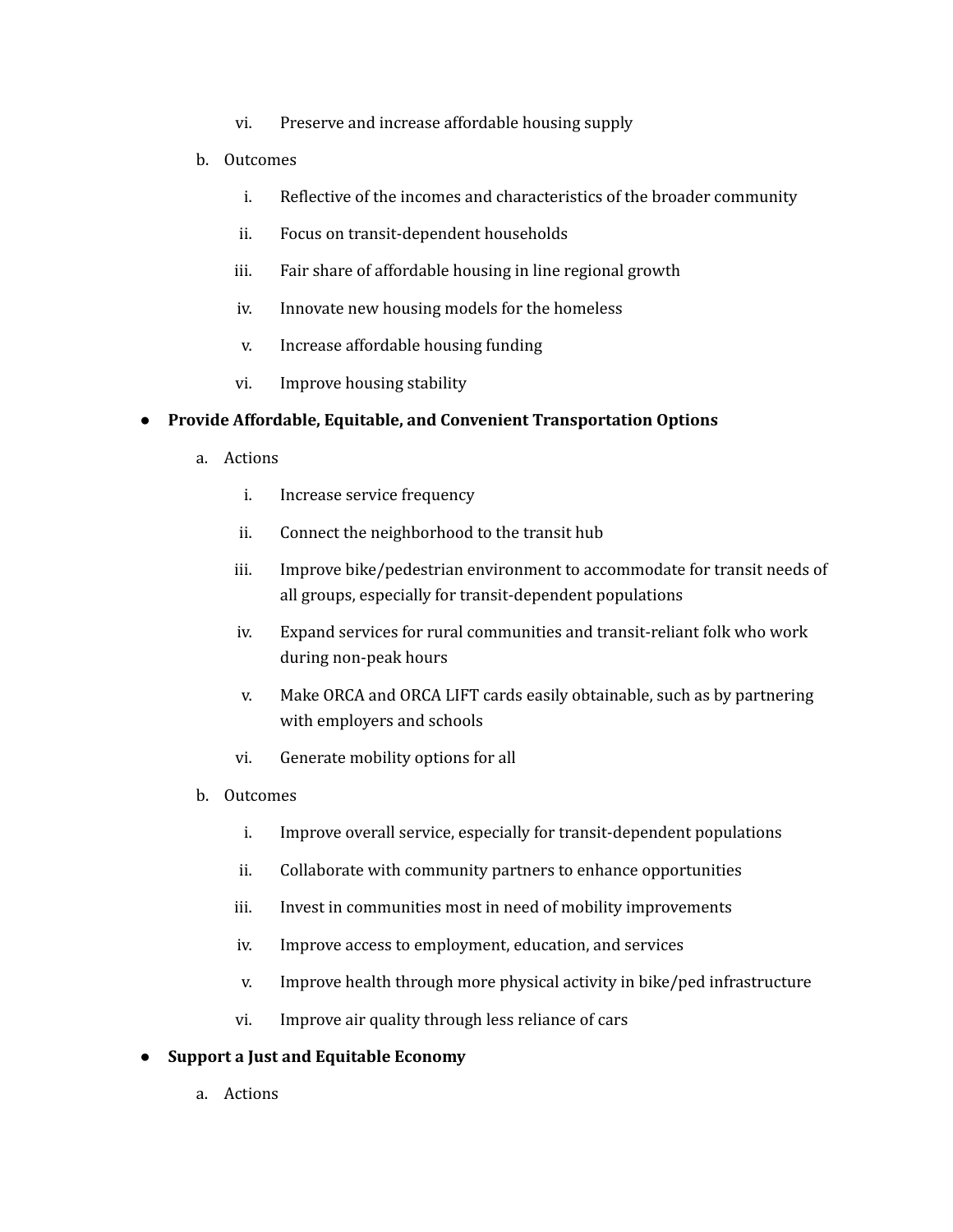vi. Preserve and increase affordable housing supply

  b. Outcomes

    i. Reflective of the incomes and characteristics of the broader community

    ii. Focus on transit-dependent households

    iii. Fair share of affordable housing in line regional growth

    iv. Innovate new housing models for the homeless

    v. Increase affordable housing funding

    vi. Improve housing stability

- **Provide Affordable, Equitable, and Convenient Transportation Options**

  a. Actions

    i. Increase service frequency

    ii. Connect the neighborhood to the transit hub

    iii. Improve bike/pedestrian environment to accommodate for transit needs of all groups, especially for transit-dependent populations

    iv. Expand services for rural communities and transit-reliant folk who work during non-peak hours

    v. Make ORCA and ORCA LIFT cards easily obtainable, such as by partnering with employers and schools

    vi. Generate mobility options for all

  b. Outcomes

    i. Improve overall service, especially for transit-dependent populations

    ii. Collaborate with community partners to enhance opportunities

    iii. Invest in communities most in need of mobility improvements

    iv. Improve access to employment, education, and services

    v. Improve health through more physical activity in bike/ped infrastructure

    vi. Improve air quality through less reliance of cars

- **Support a Just and Equitable Economy**

  a. Actions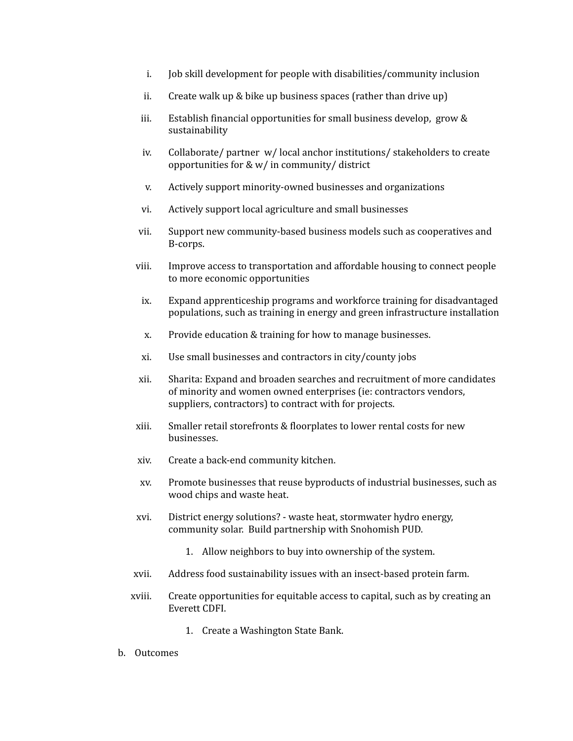i. Job skill development for people with disabilities/community inclusion
ii. Create walk up & bike up business spaces (rather than drive up)
iii. Establish financial opportunities for small business develop, grow & sustainability
iv. Collaborate/ partner w/ local anchor institutions/ stakeholders to create opportunities for & w/ in community/ district
v. Actively support minority-owned businesses and organizations
vi. Actively support local agriculture and small businesses
vii. Support new community-based business models such as cooperatives and B-corps.
viii. Improve access to transportation and affordable housing to connect people to more economic opportunities
ix. Expand apprenticeship programs and workforce training for disadvantaged populations, such as training in energy and green infrastructure installation
x. Provide education & training for how to manage businesses.
xi. Use small businesses and contractors in city/county jobs
xii. Sharita: Expand and broaden searches and recruitment of more candidates of minority and women owned enterprises (ie: contractors vendors, suppliers, contractors) to contract with for projects.
xiii. Smaller retail storefronts & floorplates to lower rental costs for new businesses.
xiv. Create a back-end community kitchen.
xv. Promote businesses that reuse byproducts of industrial businesses, such as wood chips and waste heat.
xvi. District energy solutions? - waste heat, stormwater hydro energy, community solar. Build partnership with Snohomish PUD.
    1. Allow neighbors to buy into ownership of the system.
xvii. Address food sustainability issues with an insect-based protein farm.
xviii. Create opportunities for equitable access to capital, such as by creating an Everett CDFI.
    1. Create a Washington State Bank.

b. Outcomes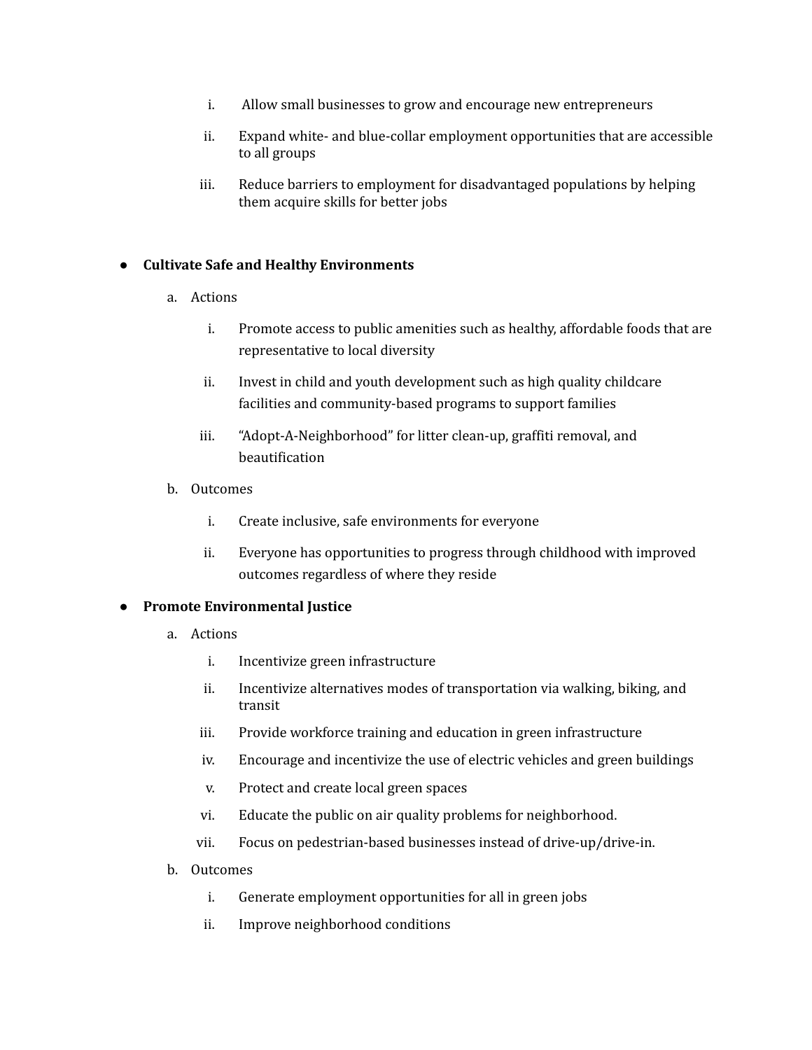i. Allow small businesses to grow and encourage new entrepreneurs

ii. Expand white- and blue-collar employment opportunities that are accessible to all groups

iii. Reduce barriers to employment for disadvantaged populations by helping them acquire skills for better jobs

- **Cultivate Safe and Healthy Environments**

  a. Actions

     i. Promote access to public amenities such as healthy, affordable foods that are representative to local diversity

     ii. Invest in child and youth development such as high quality childcare facilities and community-based programs to support families

     iii. "Adopt-A-Neighborhood" for litter clean-up, graffiti removal, and beautification

  b. Outcomes

     i. Create inclusive, safe environments for everyone

     ii. Everyone has opportunities to progress through childhood with improved outcomes regardless of where they reside

- **Promote Environmental Justice**

  a. Actions

     i. Incentivize green infrastructure

     ii. Incentivize alternatives modes of transportation via walking, biking, and transit

     iii. Provide workforce training and education in green infrastructure

     iv. Encourage and incentivize the use of electric vehicles and green buildings

     v. Protect and create local green spaces

     vi. Educate the public on air quality problems for neighborhood.

     vii. Focus on pedestrian-based businesses instead of drive-up/drive-in.

  b. Outcomes

     i. Generate employment opportunities for all in green jobs

     ii. Improve neighborhood conditions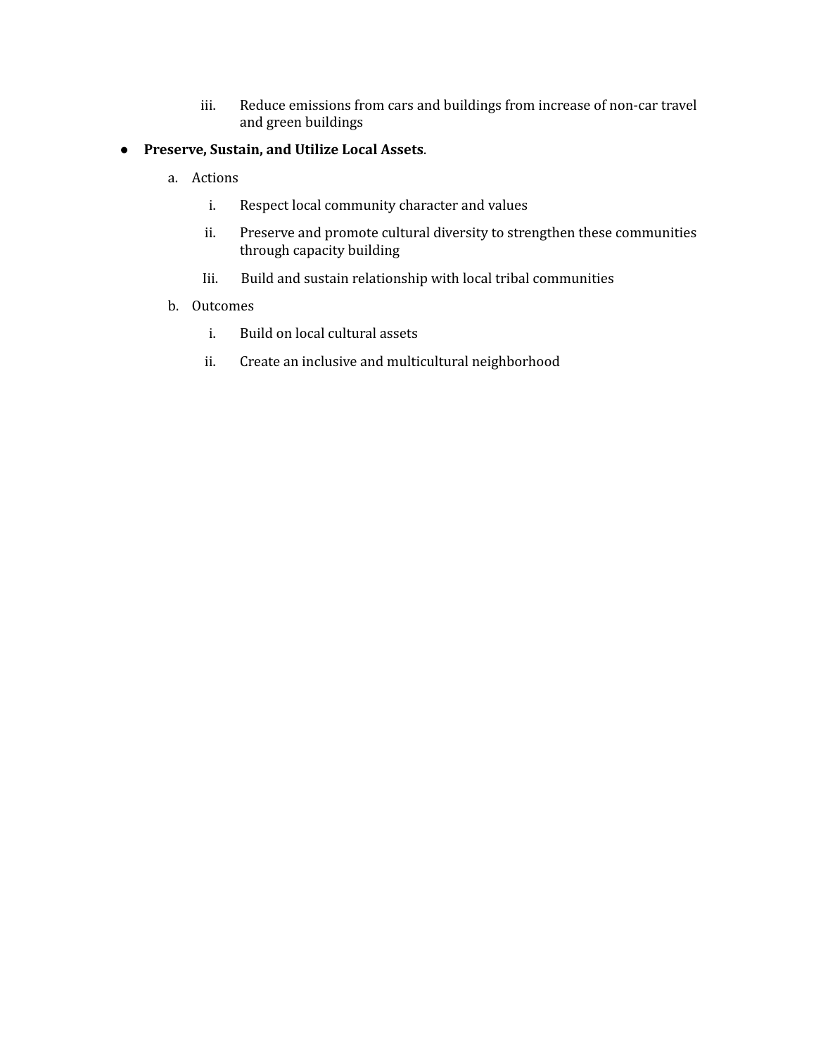iii. Reduce emissions from cars and buildings from increase of non-car travel and green buildings

- **Preserve, Sustain, and Utilize Local Assets**.
  a. Actions
      i. Respect local community character and values
      ii. Preserve and promote cultural diversity to strengthen these communities through capacity building
      Iii. Build and sustain relationship with local tribal communities
  b. Outcomes
      i. Build on local cultural assets
      ii. Create an inclusive and multicultural neighborhood